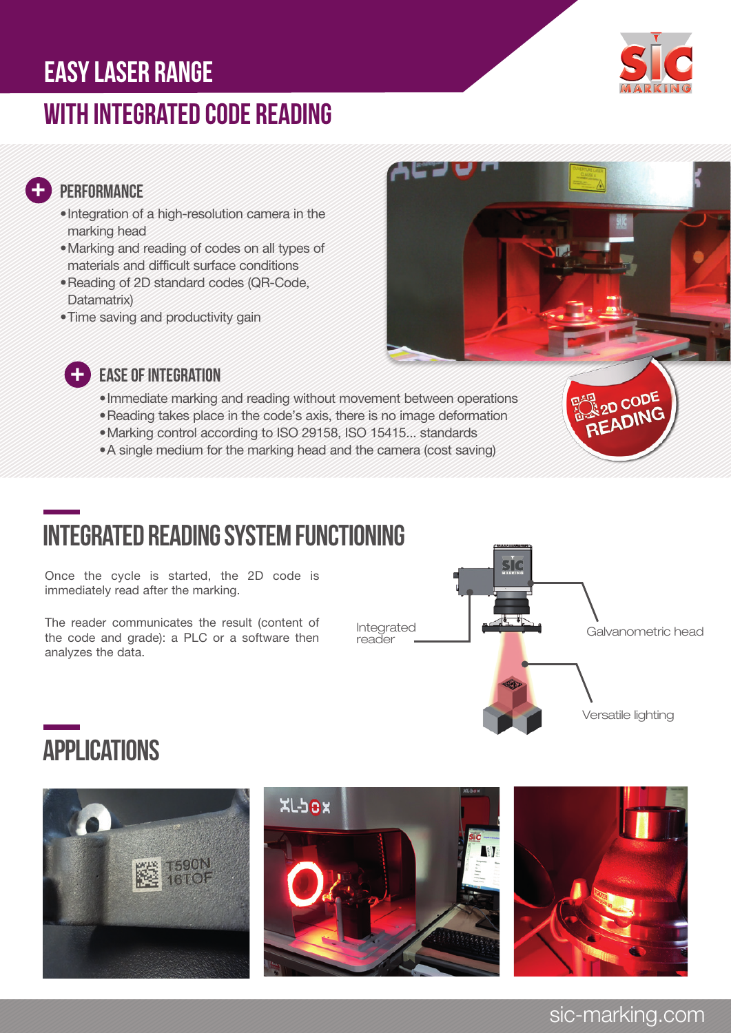# EASY LASER RANGE

## WITH INTEGRATED CODE READING

### PERFORMANCE

- Integration of a high-resolution camera in the marking head
- Marking and reading of codes on all types of materials and difficult surface conditions
- Reading of 2D standard codes (QR-Code, Datamatrix)
- Time saving and productivity gain

### EASE OF INTEGRATION

- Immediate marking and reading without movement between operations
- Reading takes place in the code's axis, there is no image deformation
- Marking control according to ISO 29158, ISO 15415... standards
- A single medium for the marking head and the camera (cost saving)

2D CODE READING

## INTEGRATED READING SYSTEM FUNCTIONING

Once the cycle is started, the 2D code is immediately read after the marking.

The reader communicates the result (content of the code and grade): a PLC or a software then analyzes the data.

Integrated reader

Galvanometric head

Versatile lighting

## APPLICATIONS

sic-marking.com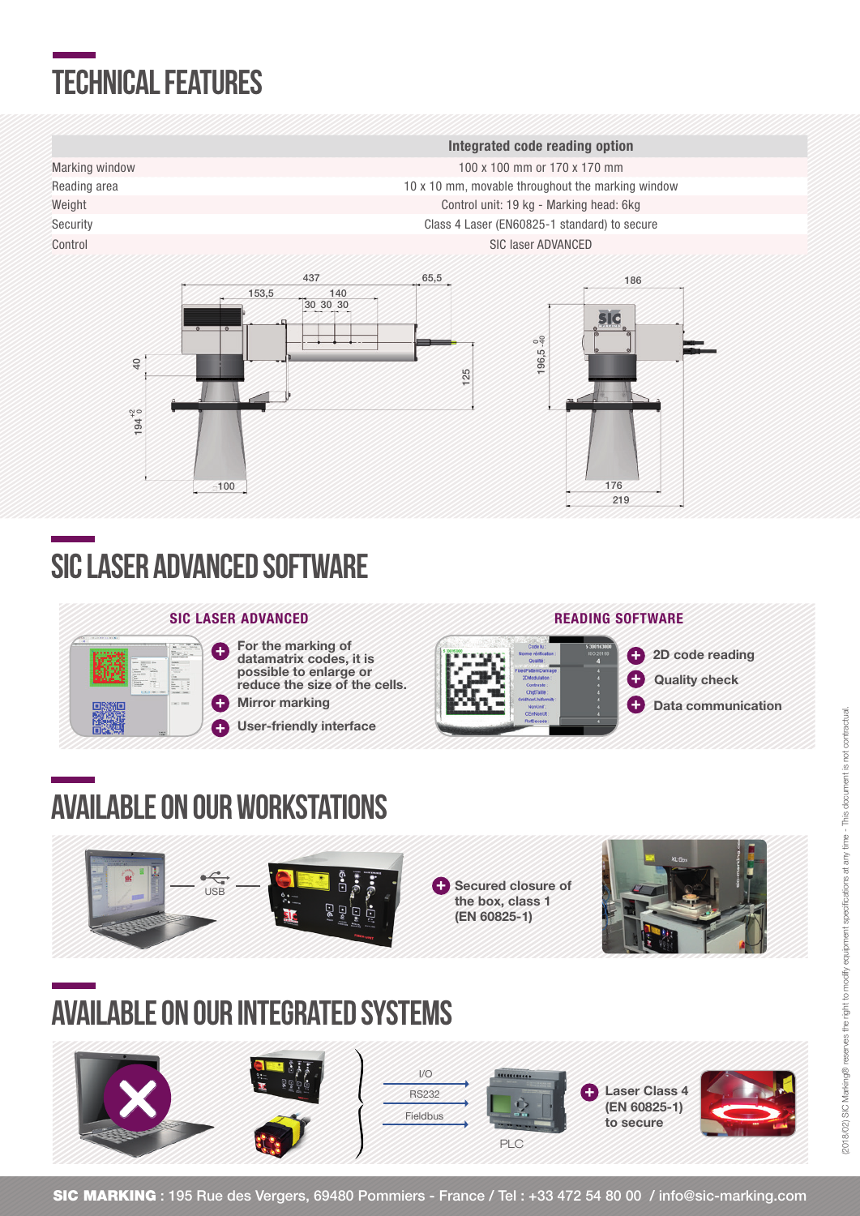# TECHNICAL FEATURES

| | Integrated code reading option |
|---|---|
| Marking window | 100 x 100 mm or 170 x 170 mm |
| Reading area | 10 x 10 mm, movable throughout the marking window |
| Weight | Control unit: 19 kg - Marking head: 6kg |
| Security | Class 4 Laser (EN60825-1 standard) to secure |
| Control | SIC laser ADVANCED |

437
153,5
140
30 30 30
65,5
40
125
194 +2 0
100
186
196,5 0 -40
176
219

# SIC LASER ADVANCED SOFTWARE

## SIC LASER ADVANCED

- For the marking of datamatrix codes, it is possible to enlarge or reduce the size of the cells.
- Mirror marking
- User-friendly interface

## READING SOFTWARE

- 2D code reading
- Quality check
- Data communication

# AVAILABLE ON OUR WORKSTATIONS

USB

- Secured closure of the box, class 1 (EN 60825-1)

# AVAILABLE ON OUR INTEGRATED SYSTEMS

I/O
RS232
Fieldbus
PLC

- Laser Class 4 (EN 60825-1) to secure

(2018.02) SIC Marking® reserves the right to modify equipment specifications at any time - This document is not contractual.

**SIC MARKING** : 195 Rue des Vergers, 69480 Pommiers - France / Tel : +33 472 54 80 00 / info@sic-marking.com